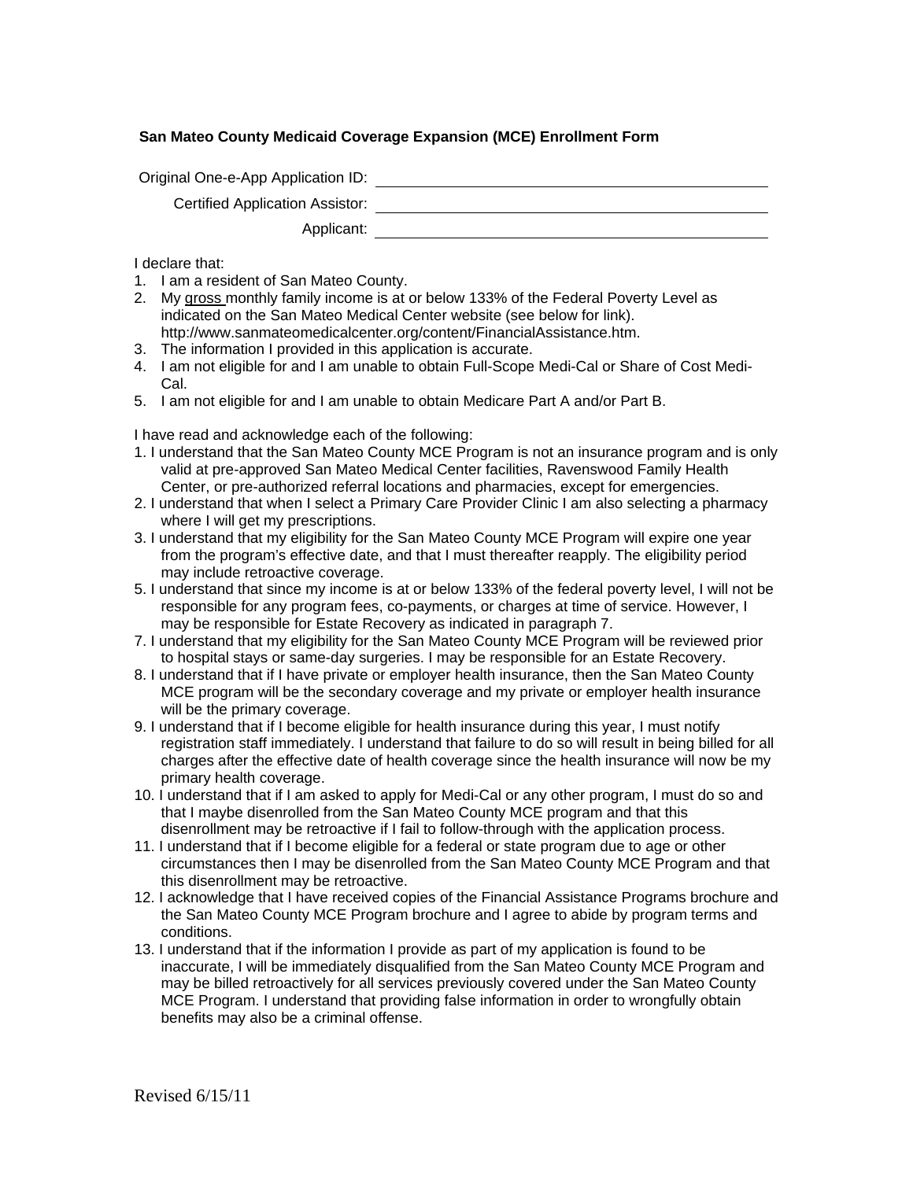**San Mateo County Medicaid Coverage Expansion (MCE) Enrollment Form**

Original One-e-App Application ID: ______________________________

Certified Application Assistor: ______________________________

Applicant: ______________________________

I declare that:

1. I am a resident of San Mateo County.
2. My gross monthly family income is at or below 133% of the Federal Poverty Level as indicated on the San Mateo Medical Center website (see below for link). http://www.sanmateomedicalcenter.org/content/FinancialAssistance.htm.
3. The information I provided in this application is accurate.
4. I am not eligible for and I am unable to obtain Full-Scope Medi-Cal or Share of Cost Medi-Cal.
5. I am not eligible for and I am unable to obtain Medicare Part A and/or Part B.

I have read and acknowledge each of the following:

1. I understand that the San Mateo County MCE Program is not an insurance program and is only valid at pre-approved San Mateo Medical Center facilities, Ravenswood Family Health Center, or pre-authorized referral locations and pharmacies, except for emergencies.
2. I understand that when I select a Primary Care Provider Clinic I am also selecting a pharmacy where I will get my prescriptions.
3. I understand that my eligibility for the San Mateo County MCE Program will expire one year from the program's effective date, and that I must thereafter reapply. The eligibility period may include retroactive coverage.
5. I understand that since my income is at or below 133% of the federal poverty level, I will not be responsible for any program fees, co-payments, or charges at time of service. However, I may be responsible for Estate Recovery as indicated in paragraph 7.
7. I understand that my eligibility for the San Mateo County MCE Program will be reviewed prior to hospital stays or same-day surgeries. I may be responsible for an Estate Recovery.
8. I understand that if I have private or employer health insurance, then the San Mateo County MCE program will be the secondary coverage and my private or employer health insurance will be the primary coverage.
9. I understand that if I become eligible for health insurance during this year, I must notify registration staff immediately. I understand that failure to do so will result in being billed for all charges after the effective date of health coverage since the health insurance will now be my primary health coverage.
10. I understand that if I am asked to apply for Medi-Cal or any other program, I must do so and that I maybe disenrolled from the San Mateo County MCE program and that this disenrollment may be retroactive if I fail to follow-through with the application process.
11. I understand that if I become eligible for a federal or state program due to age or other circumstances then I may be disenrolled from the San Mateo County MCE Program and that this disenrollment may be retroactive.
12. I acknowledge that I have received copies of the Financial Assistance Programs brochure and the San Mateo County MCE Program brochure and I agree to abide by program terms and conditions.
13. I understand that if the information I provide as part of my application is found to be inaccurate, I will be immediately disqualified from the San Mateo County MCE Program and may be billed retroactively for all services previously covered under the San Mateo County MCE Program. I understand that providing false information in order to wrongfully obtain benefits may also be a criminal offense.

Revised 6/15/11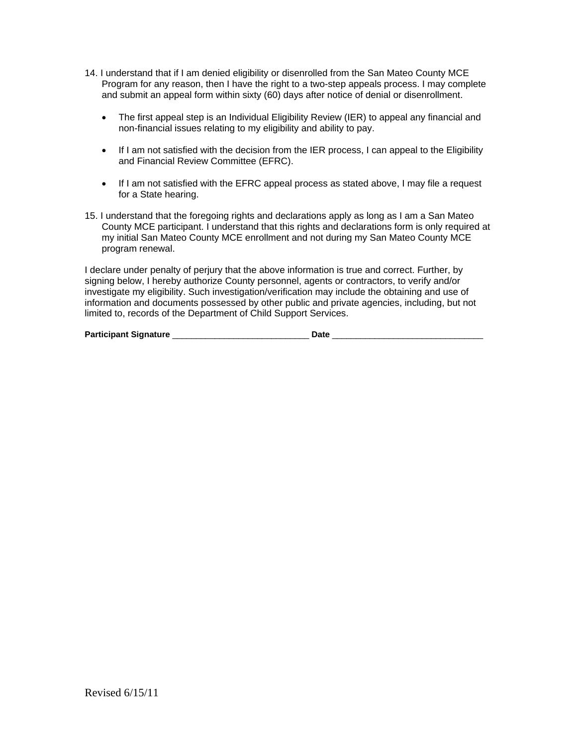14. I understand that if I am denied eligibility or disenrolled from the San Mateo County MCE Program for any reason, then I have the right to a two-step appeals process. I may complete and submit an appeal form within sixty (60) days after notice of denial or disenrollment.

    - The first appeal step is an Individual Eligibility Review (IER) to appeal any financial and non-financial issues relating to my eligibility and ability to pay.
    - If I am not satisfied with the decision from the IER process, I can appeal to the Eligibility and Financial Review Committee (EFRC).
    - If I am not satisfied with the EFRC appeal process as stated above, I may file a request for a State hearing.

15. I understand that the foregoing rights and declarations apply as long as I am a San Mateo County MCE participant. I understand that this rights and declarations form is only required at my initial San Mateo County MCE enrollment and not during my San Mateo County MCE program renewal.

I declare under penalty of perjury that the above information is true and correct. Further, by signing below, I hereby authorize County personnel, agents or contractors, to verify and/or investigate my eligibility. Such investigation/verification may include the obtaining and use of information and documents possessed by other public and private agencies, including, but not limited to, records of the Department of Child Support Services.

**Participant Signature** ____________________________ **Date** _______________________________

Revised 6/15/11